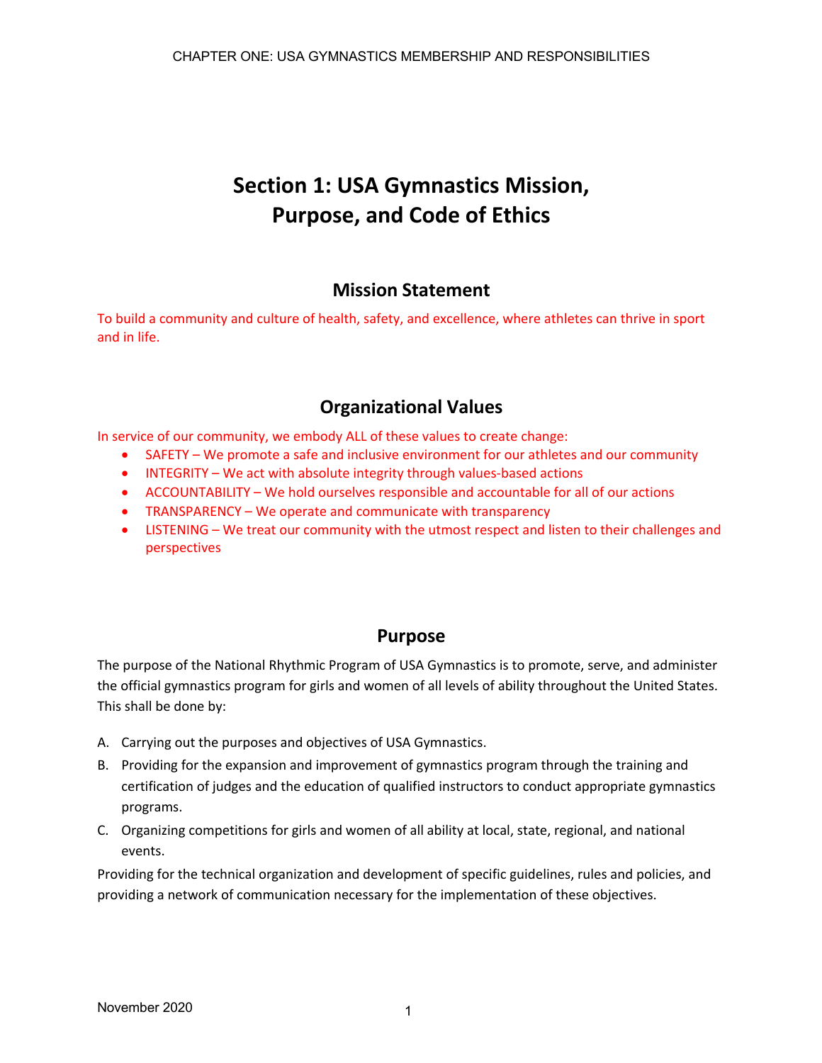# Section 1: USA Gymnastics Mission, Purpose, and Code of Ethics

## Mission Statement

To build a community and culture of health, safety, and excellence, where athletes can thrive in sport and in life.

## Organizational Values

In service of our community, we embody ALL of these values to create change:

- SAFETY – We promote a safe and inclusive environment for our athletes and our community
- INTEGRITY – We act with absolute integrity through values-based actions
- ACCOUNTABILITY – We hold ourselves responsible and accountable for all of our actions
- TRANSPARENCY – We operate and communicate with transparency
- LISTENING – We treat our community with the utmost respect and listen to their challenges and perspectives

## Purpose

The purpose of the National Rhythmic Program of USA Gymnastics is to promote, serve, and administer the official gymnastics program for girls and women of all levels of ability throughout the United States. This shall be done by:

A. Carrying out the purposes and objectives of USA Gymnastics.

B. Providing for the expansion and improvement of gymnastics program through the training and certification of judges and the education of qualified instructors to conduct appropriate gymnastics programs.

C. Organizing competitions for girls and women of all ability at local, state, regional, and national events.

Providing for the technical organization and development of specific guidelines, rules and policies, and providing a network of communication necessary for the implementation of these objectives.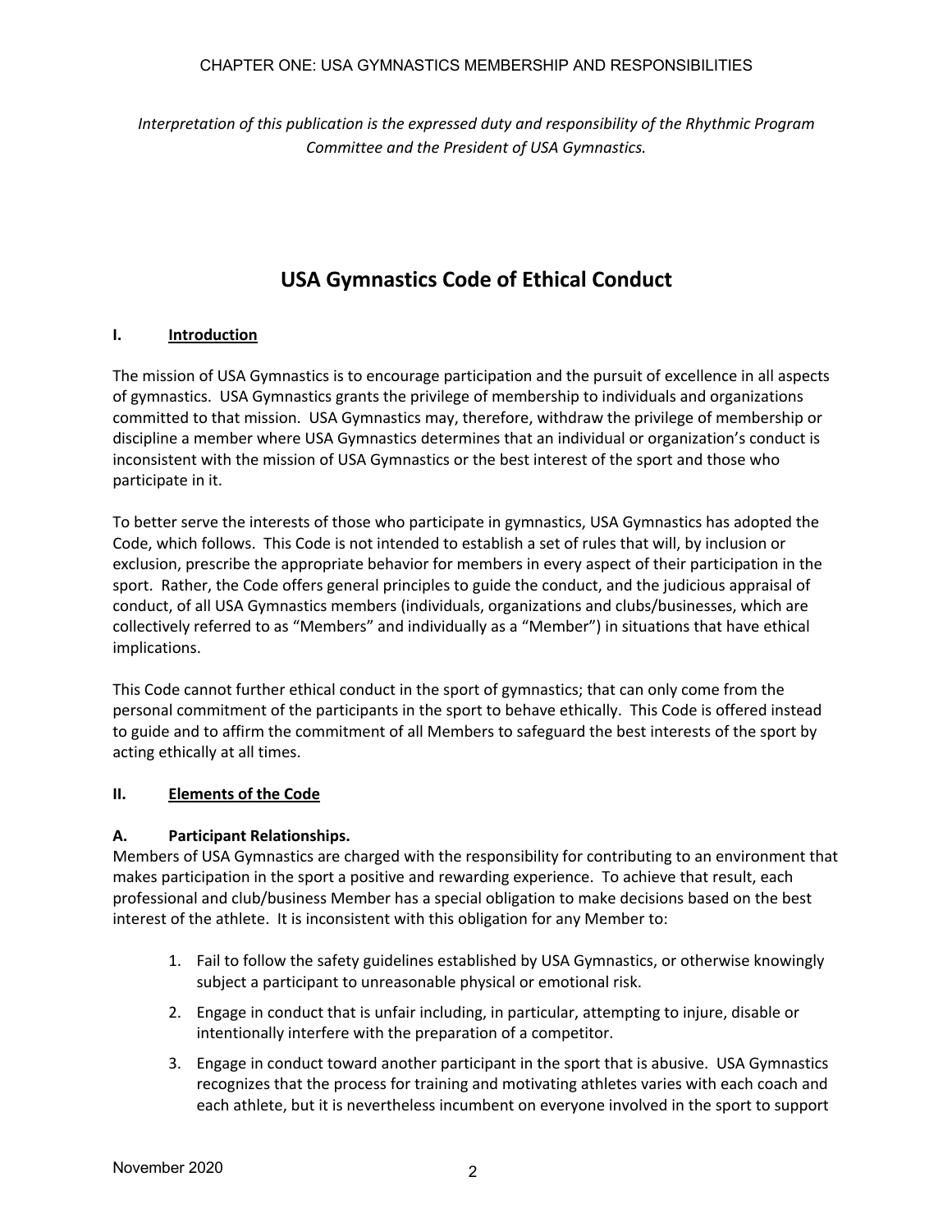*Interpretation of this publication is the expressed duty and responsibility of the Rhythmic Program Committee and the President of USA Gymnastics.*

# USA Gymnastics Code of Ethical Conduct

## I. Introduction

The mission of USA Gymnastics is to encourage participation and the pursuit of excellence in all aspects of gymnastics. USA Gymnastics grants the privilege of membership to individuals and organizations committed to that mission. USA Gymnastics may, therefore, withdraw the privilege of membership or discipline a member where USA Gymnastics determines that an individual or organization's conduct is inconsistent with the mission of USA Gymnastics or the best interest of the sport and those who participate in it.

To better serve the interests of those who participate in gymnastics, USA Gymnastics has adopted the Code, which follows. This Code is not intended to establish a set of rules that will, by inclusion or exclusion, prescribe the appropriate behavior for members in every aspect of their participation in the sport. Rather, the Code offers general principles to guide the conduct, and the judicious appraisal of conduct, of all USA Gymnastics members (individuals, organizations and clubs/businesses, which are collectively referred to as "Members" and individually as a "Member") in situations that have ethical implications.

This Code cannot further ethical conduct in the sport of gymnastics; that can only come from the personal commitment of the participants in the sport to behave ethically. This Code is offered instead to guide and to affirm the commitment of all Members to safeguard the best interests of the sport by acting ethically at all times.

## II. Elements of the Code

### A. Participant Relationships.

Members of USA Gymnastics are charged with the responsibility for contributing to an environment that makes participation in the sport a positive and rewarding experience. To achieve that result, each professional and club/business Member has a special obligation to make decisions based on the best interest of the athlete. It is inconsistent with this obligation for any Member to:

1. Fail to follow the safety guidelines established by USA Gymnastics, or otherwise knowingly subject a participant to unreasonable physical or emotional risk.
2. Engage in conduct that is unfair including, in particular, attempting to injure, disable or intentionally interfere with the preparation of a competitor.
3. Engage in conduct toward another participant in the sport that is abusive. USA Gymnastics recognizes that the process for training and motivating athletes varies with each coach and each athlete, but it is nevertheless incumbent on everyone involved in the sport to support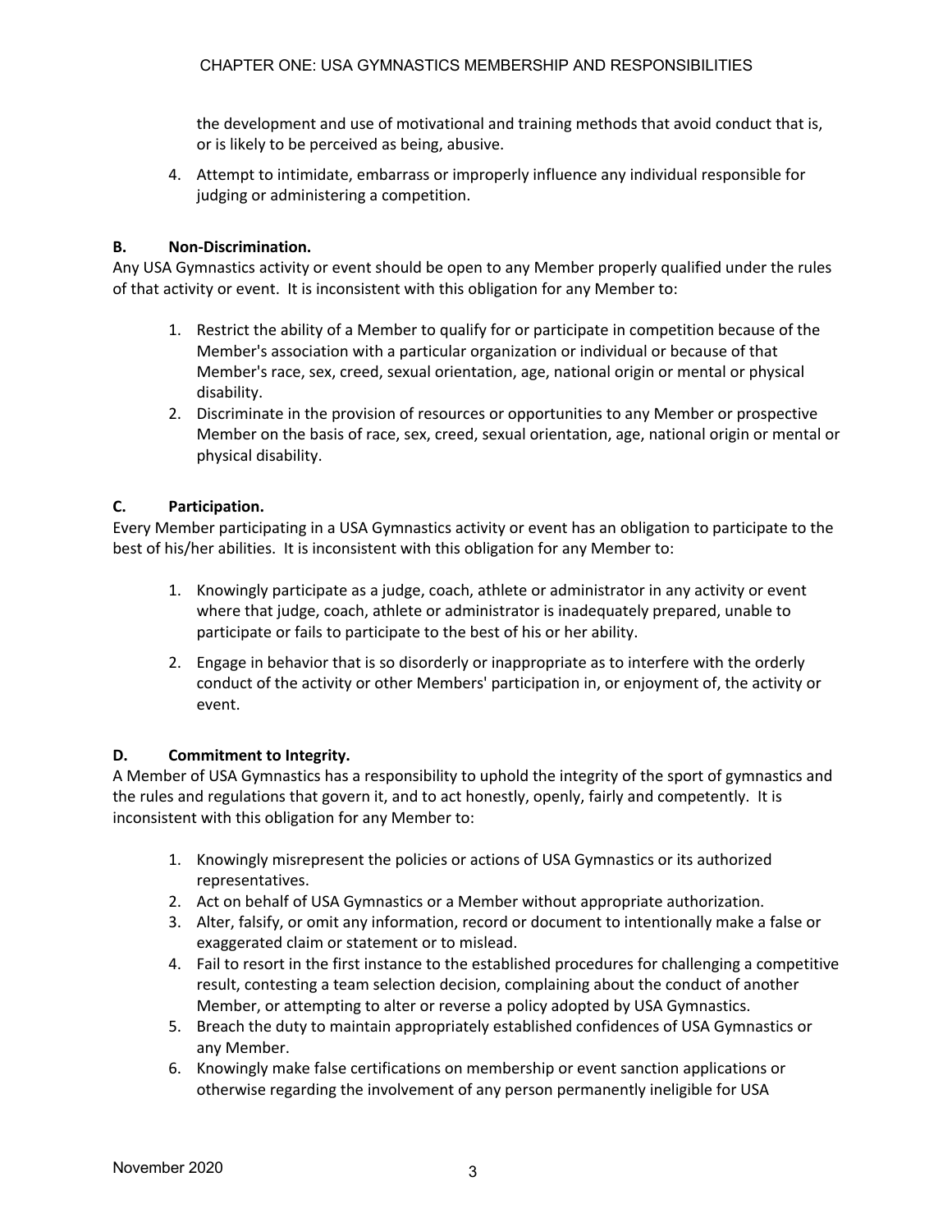the development and use of motivational and training methods that avoid conduct that is, or is likely to be perceived as being, abusive.

4. Attempt to intimidate, embarrass or improperly influence any individual responsible for judging or administering a competition.

**B. Non-Discrimination.**
Any USA Gymnastics activity or event should be open to any Member properly qualified under the rules of that activity or event. It is inconsistent with this obligation for any Member to:

1. Restrict the ability of a Member to qualify for or participate in competition because of the Member's association with a particular organization or individual or because of that Member's race, sex, creed, sexual orientation, age, national origin or mental or physical disability.
2. Discriminate in the provision of resources or opportunities to any Member or prospective Member on the basis of race, sex, creed, sexual orientation, age, national origin or mental or physical disability.

**C. Participation.**
Every Member participating in a USA Gymnastics activity or event has an obligation to participate to the best of his/her abilities. It is inconsistent with this obligation for any Member to:

1. Knowingly participate as a judge, coach, athlete or administrator in any activity or event where that judge, coach, athlete or administrator is inadequately prepared, unable to participate or fails to participate to the best of his or her ability.
2. Engage in behavior that is so disorderly or inappropriate as to interfere with the orderly conduct of the activity or other Members' participation in, or enjoyment of, the activity or event.

**D. Commitment to Integrity.**
A Member of USA Gymnastics has a responsibility to uphold the integrity of the sport of gymnastics and the rules and regulations that govern it, and to act honestly, openly, fairly and competently. It is inconsistent with this obligation for any Member to:

1. Knowingly misrepresent the policies or actions of USA Gymnastics or its authorized representatives.
2. Act on behalf of USA Gymnastics or a Member without appropriate authorization.
3. Alter, falsify, or omit any information, record or document to intentionally make a false or exaggerated claim or statement or to mislead.
4. Fail to resort in the first instance to the established procedures for challenging a competitive result, contesting a team selection decision, complaining about the conduct of another Member, or attempting to alter or reverse a policy adopted by USA Gymnastics.
5. Breach the duty to maintain appropriately established confidences of USA Gymnastics or any Member.
6. Knowingly make false certifications on membership or event sanction applications or otherwise regarding the involvement of any person permanently ineligible for USA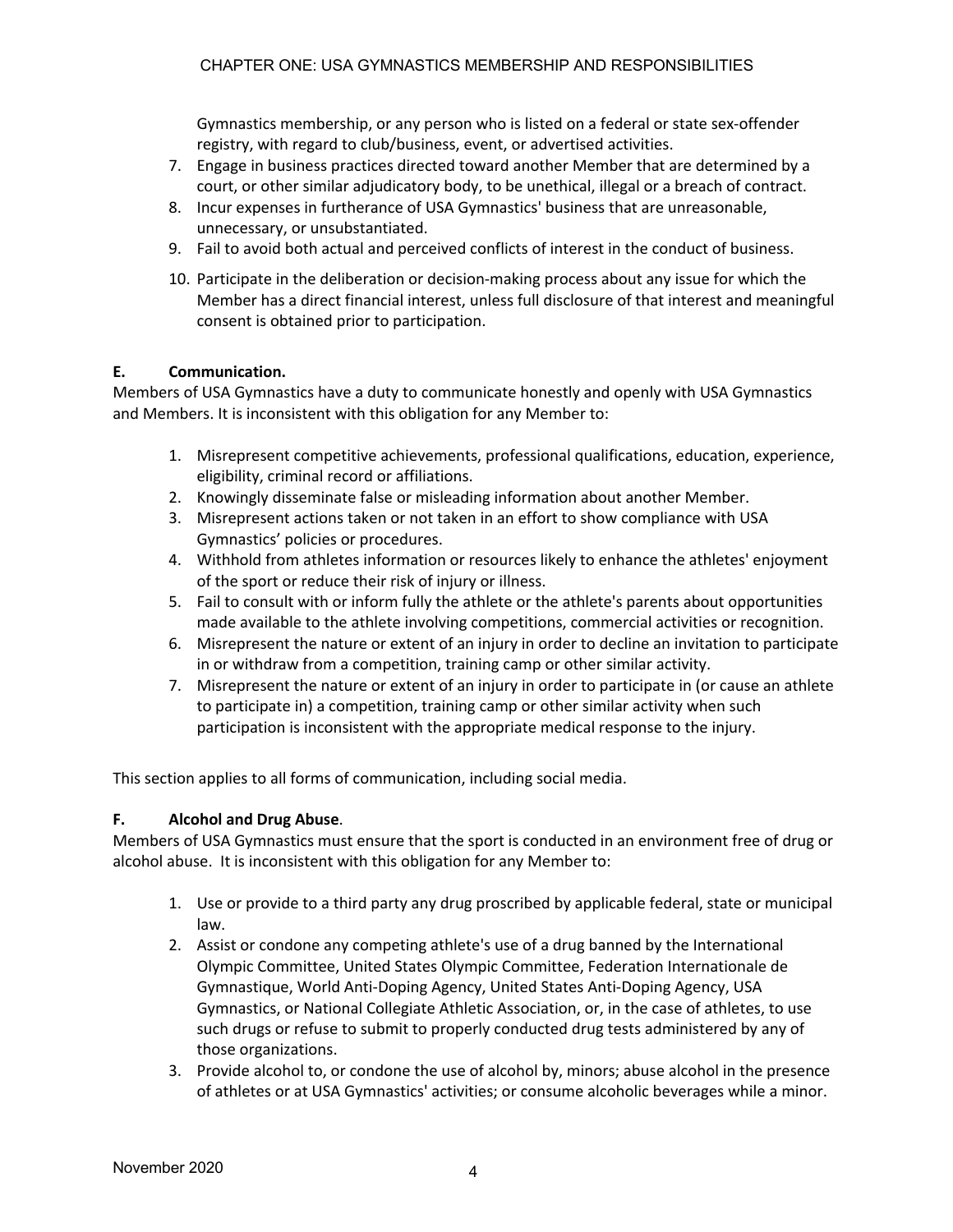Gymnastics membership, or any person who is listed on a federal or state sex-offender registry, with regard to club/business, event, or advertised activities.

7. Engage in business practices directed toward another Member that are determined by a court, or other similar adjudicatory body, to be unethical, illegal or a breach of contract.
8. Incur expenses in furtherance of USA Gymnastics' business that are unreasonable, unnecessary, or unsubstantiated.
9. Fail to avoid both actual and perceived conflicts of interest in the conduct of business.
10. Participate in the deliberation or decision-making process about any issue for which the Member has a direct financial interest, unless full disclosure of that interest and meaningful consent is obtained prior to participation.

**E. Communication.**
Members of USA Gymnastics have a duty to communicate honestly and openly with USA Gymnastics and Members. It is inconsistent with this obligation for any Member to:

1. Misrepresent competitive achievements, professional qualifications, education, experience, eligibility, criminal record or affiliations.
2. Knowingly disseminate false or misleading information about another Member.
3. Misrepresent actions taken or not taken in an effort to show compliance with USA Gymnastics' policies or procedures.
4. Withhold from athletes information or resources likely to enhance the athletes' enjoyment of the sport or reduce their risk of injury or illness.
5. Fail to consult with or inform fully the athlete or the athlete's parents about opportunities made available to the athlete involving competitions, commercial activities or recognition.
6. Misrepresent the nature or extent of an injury in order to decline an invitation to participate in or withdraw from a competition, training camp or other similar activity.
7. Misrepresent the nature or extent of an injury in order to participate in (or cause an athlete to participate in) a competition, training camp or other similar activity when such participation is inconsistent with the appropriate medical response to the injury.

This section applies to all forms of communication, including social media.

**F. Alcohol and Drug Abuse**.
Members of USA Gymnastics must ensure that the sport is conducted in an environment free of drug or alcohol abuse. It is inconsistent with this obligation for any Member to:

1. Use or provide to a third party any drug proscribed by applicable federal, state or municipal law.
2. Assist or condone any competing athlete's use of a drug banned by the International Olympic Committee, United States Olympic Committee, Federation Internationale de Gymnastique, World Anti-Doping Agency, United States Anti-Doping Agency, USA Gymnastics, or National Collegiate Athletic Association, or, in the case of athletes, to use such drugs or refuse to submit to properly conducted drug tests administered by any of those organizations.
3. Provide alcohol to, or condone the use of alcohol by, minors; abuse alcohol in the presence of athletes or at USA Gymnastics' activities; or consume alcoholic beverages while a minor.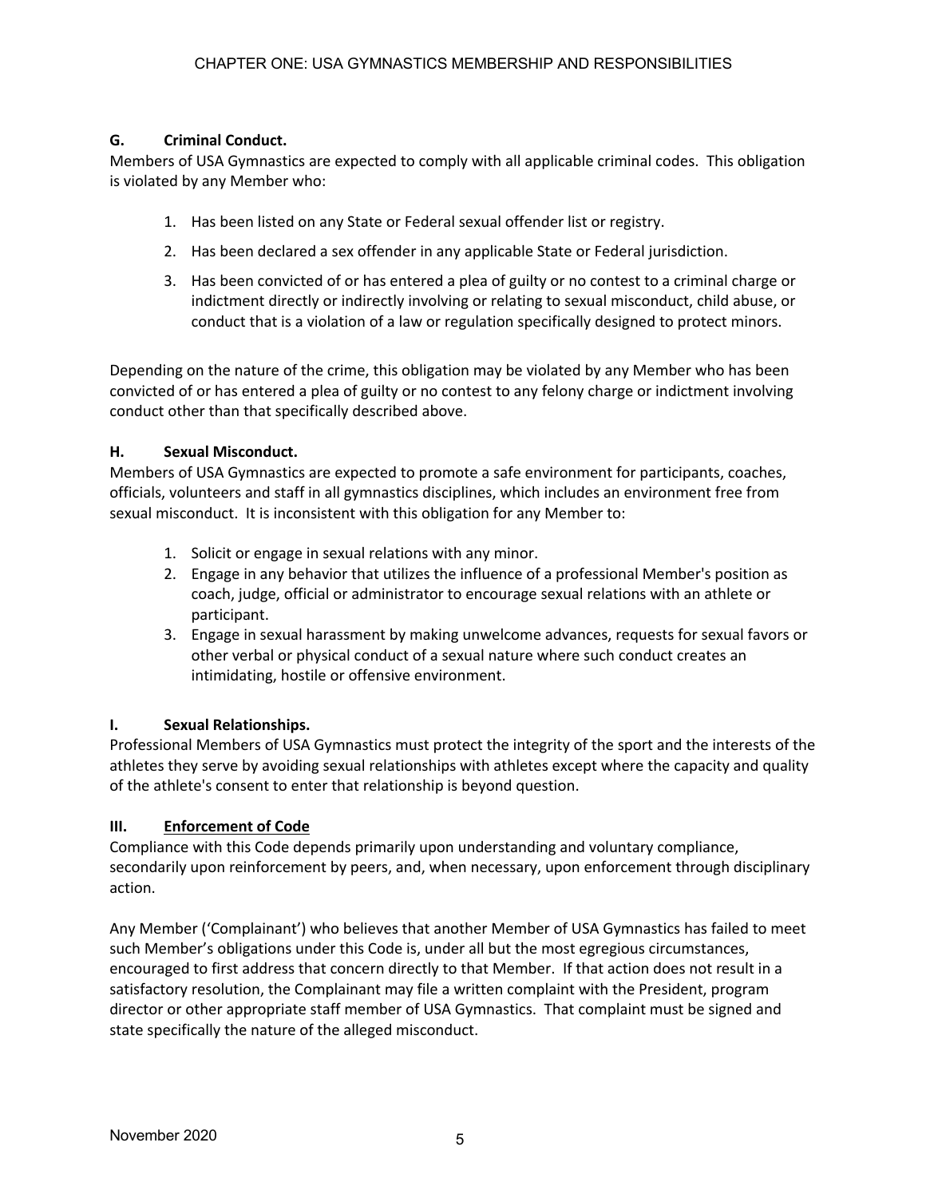### G. Criminal Conduct.

Members of USA Gymnastics are expected to comply with all applicable criminal codes. This obligation is violated by any Member who:

1. Has been listed on any State or Federal sexual offender list or registry.
2. Has been declared a sex offender in any applicable State or Federal jurisdiction.
3. Has been convicted of or has entered a plea of guilty or no contest to a criminal charge or indictment directly or indirectly involving or relating to sexual misconduct, child abuse, or conduct that is a violation of a law or regulation specifically designed to protect minors.

Depending on the nature of the crime, this obligation may be violated by any Member who has been convicted of or has entered a plea of guilty or no contest to any felony charge or indictment involving conduct other than that specifically described above.

### H. Sexual Misconduct.

Members of USA Gymnastics are expected to promote a safe environment for participants, coaches, officials, volunteers and staff in all gymnastics disciplines, which includes an environment free from sexual misconduct. It is inconsistent with this obligation for any Member to:

1. Solicit or engage in sexual relations with any minor.
2. Engage in any behavior that utilizes the influence of a professional Member's position as coach, judge, official or administrator to encourage sexual relations with an athlete or participant.
3. Engage in sexual harassment by making unwelcome advances, requests for sexual favors or other verbal or physical conduct of a sexual nature where such conduct creates an intimidating, hostile or offensive environment.

### I. Sexual Relationships.

Professional Members of USA Gymnastics must protect the integrity of the sport and the interests of the athletes they serve by avoiding sexual relationships with athletes except where the capacity and quality of the athlete's consent to enter that relationship is beyond question.

## III. Enforcement of Code

Compliance with this Code depends primarily upon understanding and voluntary compliance, secondarily upon reinforcement by peers, and, when necessary, upon enforcement through disciplinary action.

Any Member ('Complainant') who believes that another Member of USA Gymnastics has failed to meet such Member's obligations under this Code is, under all but the most egregious circumstances, encouraged to first address that concern directly to that Member. If that action does not result in a satisfactory resolution, the Complainant may file a written complaint with the President, program director or other appropriate staff member of USA Gymnastics. That complaint must be signed and state specifically the nature of the alleged misconduct.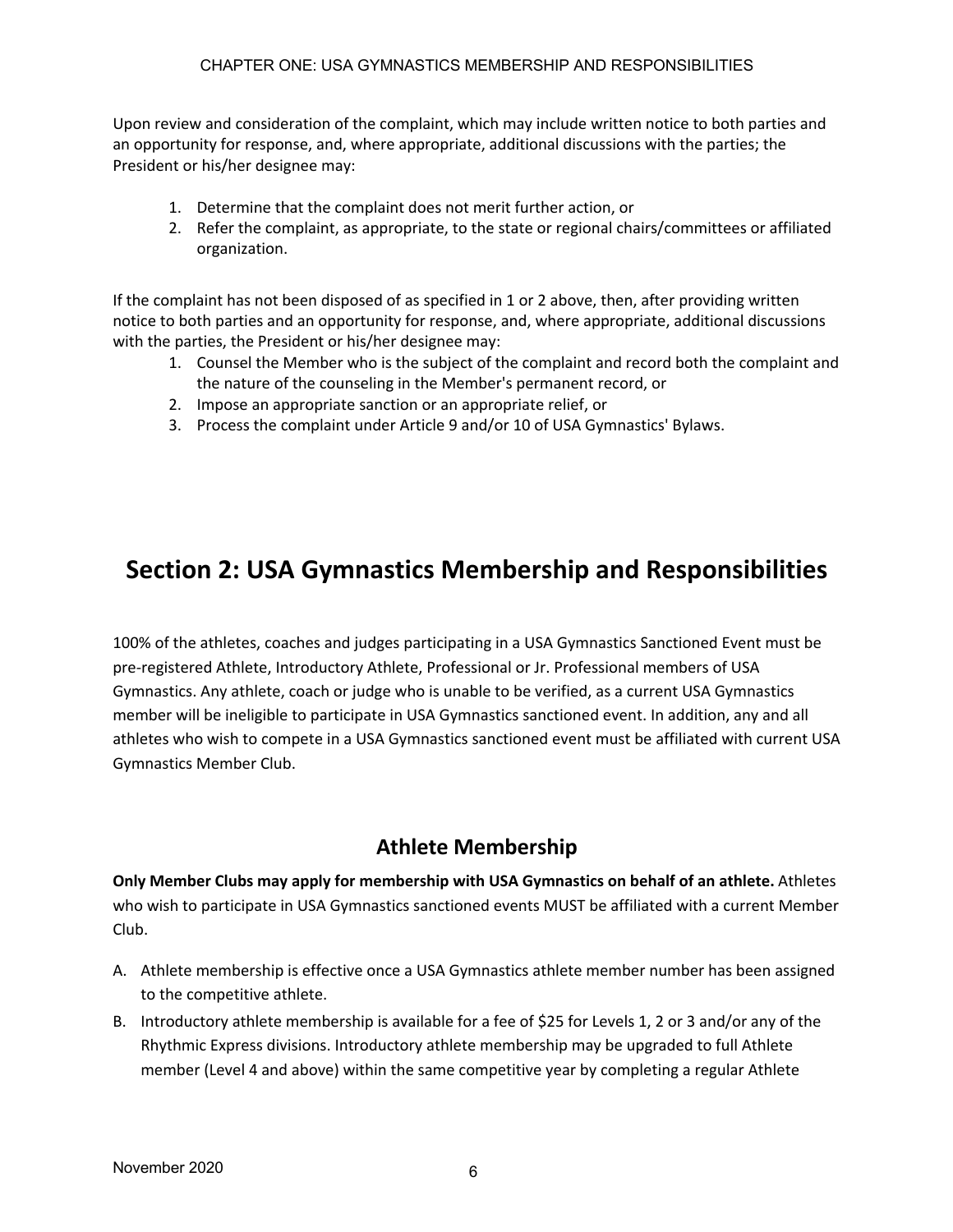Upon review and consideration of the complaint, which may include written notice to both parties and an opportunity for response, and, where appropriate, additional discussions with the parties; the President or his/her designee may:

1. Determine that the complaint does not merit further action, or
2. Refer the complaint, as appropriate, to the state or regional chairs/committees or affiliated organization.

If the complaint has not been disposed of as specified in 1 or 2 above, then, after providing written notice to both parties and an opportunity for response, and, where appropriate, additional discussions with the parties, the President or his/her designee may:

1. Counsel the Member who is the subject of the complaint and record both the complaint and the nature of the counseling in the Member's permanent record, or
2. Impose an appropriate sanction or an appropriate relief, or
3. Process the complaint under Article 9 and/or 10 of USA Gymnastics' Bylaws.

# Section 2: USA Gymnastics Membership and Responsibilities

100% of the athletes, coaches and judges participating in a USA Gymnastics Sanctioned Event must be pre-registered Athlete, Introductory Athlete, Professional or Jr. Professional members of USA Gymnastics. Any athlete, coach or judge who is unable to be verified, as a current USA Gymnastics member will be ineligible to participate in USA Gymnastics sanctioned event. In addition, any and all athletes who wish to compete in a USA Gymnastics sanctioned event must be affiliated with current USA Gymnastics Member Club.

## Athlete Membership

**Only Member Clubs may apply for membership with USA Gymnastics on behalf of an athlete.** Athletes who wish to participate in USA Gymnastics sanctioned events MUST be affiliated with a current Member Club.

A. Athlete membership is effective once a USA Gymnastics athlete member number has been assigned to the competitive athlete.
B. Introductory athlete membership is available for a fee of $25 for Levels 1, 2 or 3 and/or any of the Rhythmic Express divisions. Introductory athlete membership may be upgraded to full Athlete member (Level 4 and above) within the same competitive year by completing a regular Athlete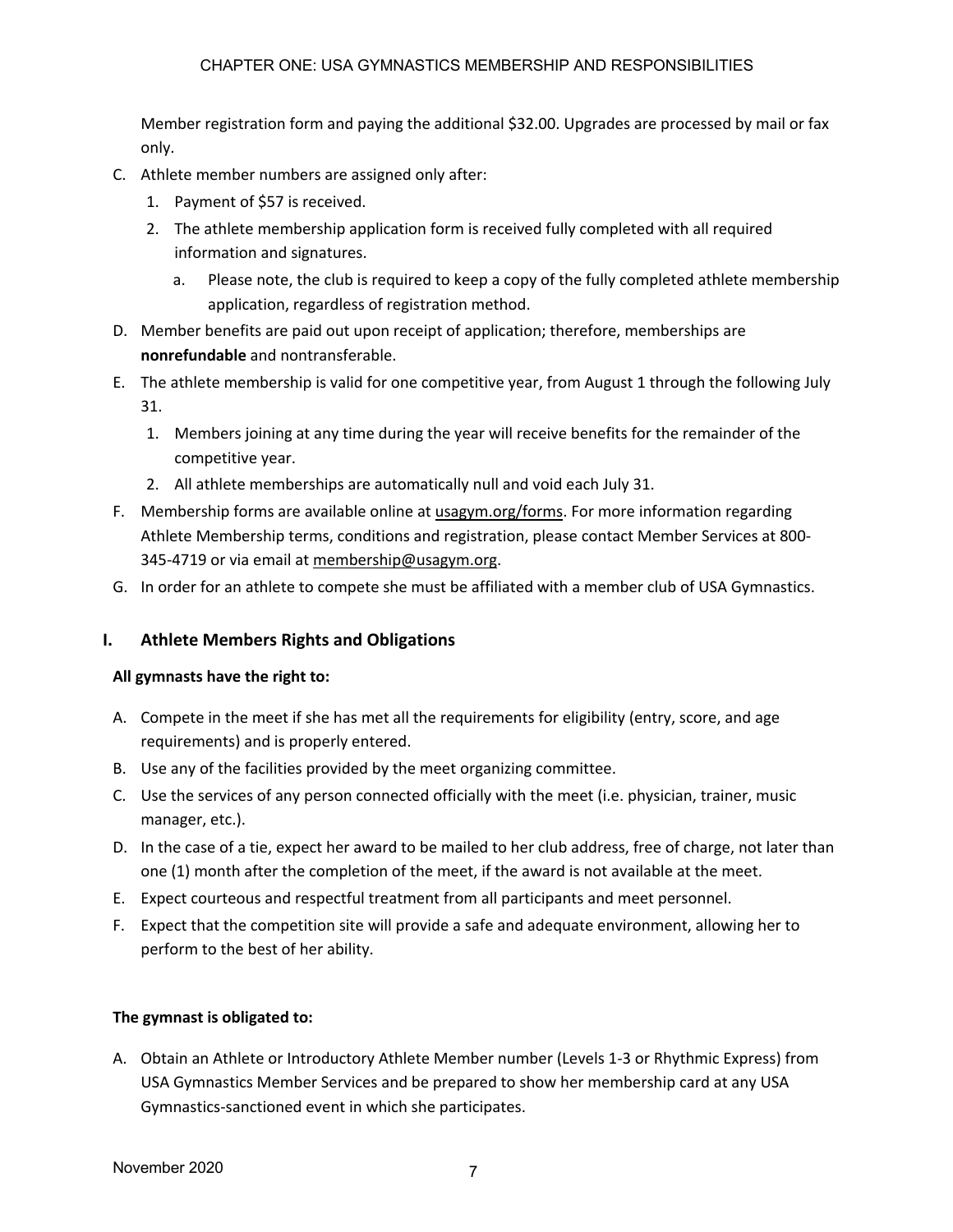Member registration form and paying the additional $32.00. Upgrades are processed by mail or fax only.

C. Athlete member numbers are assigned only after:
   1. Payment of $57 is received.
   2. The athlete membership application form is received fully completed with all required information and signatures.
      a. Please note, the club is required to keep a copy of the fully completed athlete membership application, regardless of registration method.

D. Member benefits are paid out upon receipt of application; therefore, memberships are **nonrefundable** and nontransferable.

E. The athlete membership is valid for one competitive year, from August 1 through the following July 31.
   1. Members joining at any time during the year will receive benefits for the remainder of the competitive year.
   2. All athlete memberships are automatically null and void each July 31.

F. Membership forms are available online at usagym.org/forms. For more information regarding Athlete Membership terms, conditions and registration, please contact Member Services at 800-345-4719 or via email at membership@usagym.org.

G. In order for an athlete to compete she must be affiliated with a member club of USA Gymnastics.

## I. Athlete Members Rights and Obligations

**All gymnasts have the right to:**

A. Compete in the meet if she has met all the requirements for eligibility (entry, score, and age requirements) and is properly entered.

B. Use any of the facilities provided by the meet organizing committee.

C. Use the services of any person connected officially with the meet (i.e. physician, trainer, music manager, etc.).

D. In the case of a tie, expect her award to be mailed to her club address, free of charge, not later than one (1) month after the completion of the meet, if the award is not available at the meet.

E. Expect courteous and respectful treatment from all participants and meet personnel.

F. Expect that the competition site will provide a safe and adequate environment, allowing her to perform to the best of her ability.

**The gymnast is obligated to:**

A. Obtain an Athlete or Introductory Athlete Member number (Levels 1-3 or Rhythmic Express) from USA Gymnastics Member Services and be prepared to show her membership card at any USA Gymnastics-sanctioned event in which she participates.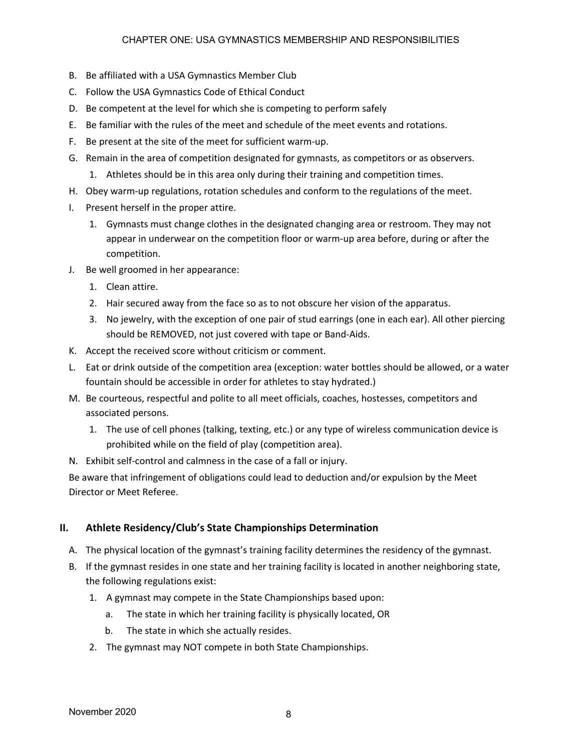B. Be affiliated with a USA Gymnastics Member Club
C. Follow the USA Gymnastics Code of Ethical Conduct
D. Be competent at the level for which she is competing to perform safely
E. Be familiar with the rules of the meet and schedule of the meet events and rotations.
F. Be present at the site of the meet for sufficient warm-up.
G. Remain in the area of competition designated for gymnasts, as competitors or as observers.
   1. Athletes should be in this area only during their training and competition times.
H. Obey warm-up regulations, rotation schedules and conform to the regulations of the meet.
I. Present herself in the proper attire.
   1. Gymnasts must change clothes in the designated changing area or restroom. They may not appear in underwear on the competition floor or warm-up area before, during or after the competition.
J. Be well groomed in her appearance:
   1. Clean attire.
   2. Hair secured away from the face so as to not obscure her vision of the apparatus.
   3. No jewelry, with the exception of one pair of stud earrings (one in each ear). All other piercing should be REMOVED, not just covered with tape or Band-Aids.
K. Accept the received score without criticism or comment.
L. Eat or drink outside of the competition area (exception: water bottles should be allowed, or a water fountain should be accessible in order for athletes to stay hydrated.)
M. Be courteous, respectful and polite to all meet officials, coaches, hostesses, competitors and associated persons.
   1. The use of cell phones (talking, texting, etc.) or any type of wireless communication device is prohibited while on the field of play (competition area).
N. Exhibit self-control and calmness in the case of a fall or injury.

Be aware that infringement of obligations could lead to deduction and/or expulsion by the Meet Director or Meet Referee.

## II. Athlete Residency/Club's State Championships Determination

A. The physical location of the gymnast's training facility determines the residency of the gymnast.
B. If the gymnast resides in one state and her training facility is located in another neighboring state, the following regulations exist:
   1. A gymnast may compete in the State Championships based upon:
      a. The state in which her training facility is physically located, OR
      b. The state in which she actually resides.
   2. The gymnast may NOT compete in both State Championships.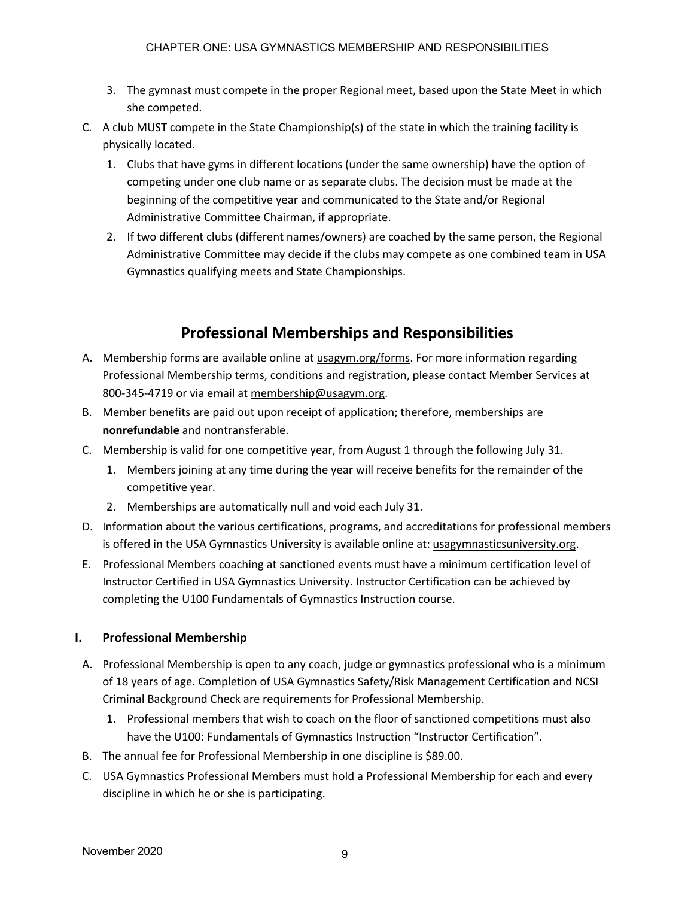3. The gymnast must compete in the proper Regional meet, based upon the State Meet in which she competed.

C. A club MUST compete in the State Championship(s) of the state in which the training facility is physically located.
   1. Clubs that have gyms in different locations (under the same ownership) have the option of competing under one club name or as separate clubs. The decision must be made at the beginning of the competitive year and communicated to the State and/or Regional Administrative Committee Chairman, if appropriate.
   2. If two different clubs (different names/owners) are coached by the same person, the Regional Administrative Committee may decide if the clubs may compete as one combined team in USA Gymnastics qualifying meets and State Championships.

## Professional Memberships and Responsibilities

A. Membership forms are available online at usagym.org/forms. For more information regarding Professional Membership terms, conditions and registration, please contact Member Services at 800-345-4719 or via email at membership@usagym.org.

B. Member benefits are paid out upon receipt of application; therefore, memberships are **nonrefundable** and nontransferable.

C. Membership is valid for one competitive year, from August 1 through the following July 31.
   1. Members joining at any time during the year will receive benefits for the remainder of the competitive year.
   2. Memberships are automatically null and void each July 31.

D. Information about the various certifications, programs, and accreditations for professional members is offered in the USA Gymnastics University is available online at: usagymnasticsuniversity.org.

E. Professional Members coaching at sanctioned events must have a minimum certification level of Instructor Certified in USA Gymnastics University. Instructor Certification can be achieved by completing the U100 Fundamentals of Gymnastics Instruction course.

### I. Professional Membership

A. Professional Membership is open to any coach, judge or gymnastics professional who is a minimum of 18 years of age. Completion of USA Gymnastics Safety/Risk Management Certification and NCSI Criminal Background Check are requirements for Professional Membership.
   1. Professional members that wish to coach on the floor of sanctioned competitions must also have the U100: Fundamentals of Gymnastics Instruction "Instructor Certification".

B. The annual fee for Professional Membership in one discipline is $89.00.

C. USA Gymnastics Professional Members must hold a Professional Membership for each and every discipline in which he or she is participating.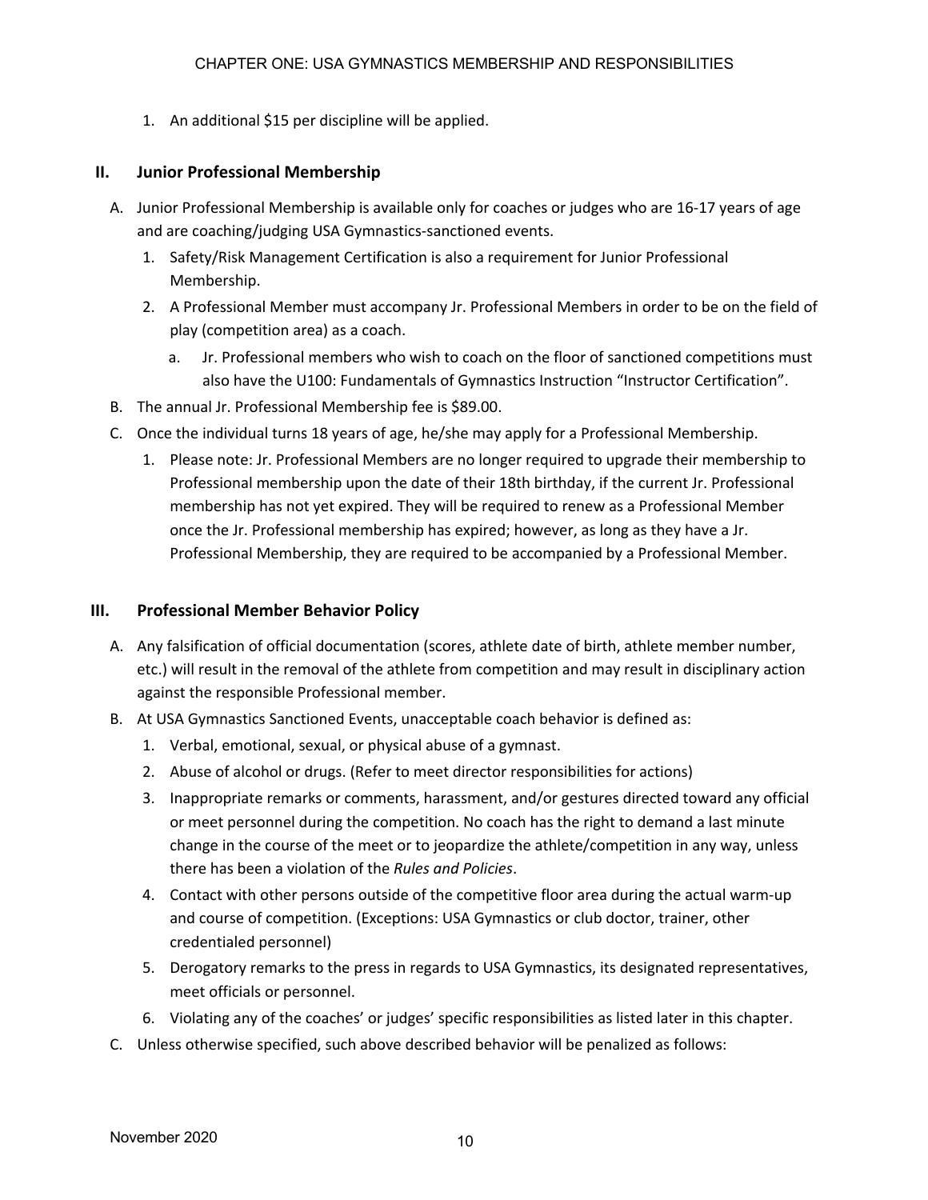1. An additional $15 per discipline will be applied.

## II. Junior Professional Membership

A. Junior Professional Membership is available only for coaches or judges who are 16-17 years of age and are coaching/judging USA Gymnastics-sanctioned events.
   1. Safety/Risk Management Certification is also a requirement for Junior Professional Membership.
   2. A Professional Member must accompany Jr. Professional Members in order to be on the field of play (competition area) as a coach.
      a. Jr. Professional members who wish to coach on the floor of sanctioned competitions must also have the U100: Fundamentals of Gymnastics Instruction "Instructor Certification".

B. The annual Jr. Professional Membership fee is $89.00.

C. Once the individual turns 18 years of age, he/she may apply for a Professional Membership.
   1. Please note: Jr. Professional Members are no longer required to upgrade their membership to Professional membership upon the date of their 18th birthday, if the current Jr. Professional membership has not yet expired. They will be required to renew as a Professional Member once the Jr. Professional membership has expired; however, as long as they have a Jr. Professional Membership, they are required to be accompanied by a Professional Member.

## III. Professional Member Behavior Policy

A. Any falsification of official documentation (scores, athlete date of birth, athlete member number, etc.) will result in the removal of the athlete from competition and may result in disciplinary action against the responsible Professional member.

B. At USA Gymnastics Sanctioned Events, unacceptable coach behavior is defined as:
   1. Verbal, emotional, sexual, or physical abuse of a gymnast.
   2. Abuse of alcohol or drugs. (Refer to meet director responsibilities for actions)
   3. Inappropriate remarks or comments, harassment, and/or gestures directed toward any official or meet personnel during the competition. No coach has the right to demand a last minute change in the course of the meet or to jeopardize the athlete/competition in any way, unless there has been a violation of the *Rules and Policies*.
   4. Contact with other persons outside of the competitive floor area during the actual warm-up and course of competition. (Exceptions: USA Gymnastics or club doctor, trainer, other credentialed personnel)
   5. Derogatory remarks to the press in regards to USA Gymnastics, its designated representatives, meet officials or personnel.
   6. Violating any of the coaches' or judges' specific responsibilities as listed later in this chapter.

C. Unless otherwise specified, such above described behavior will be penalized as follows: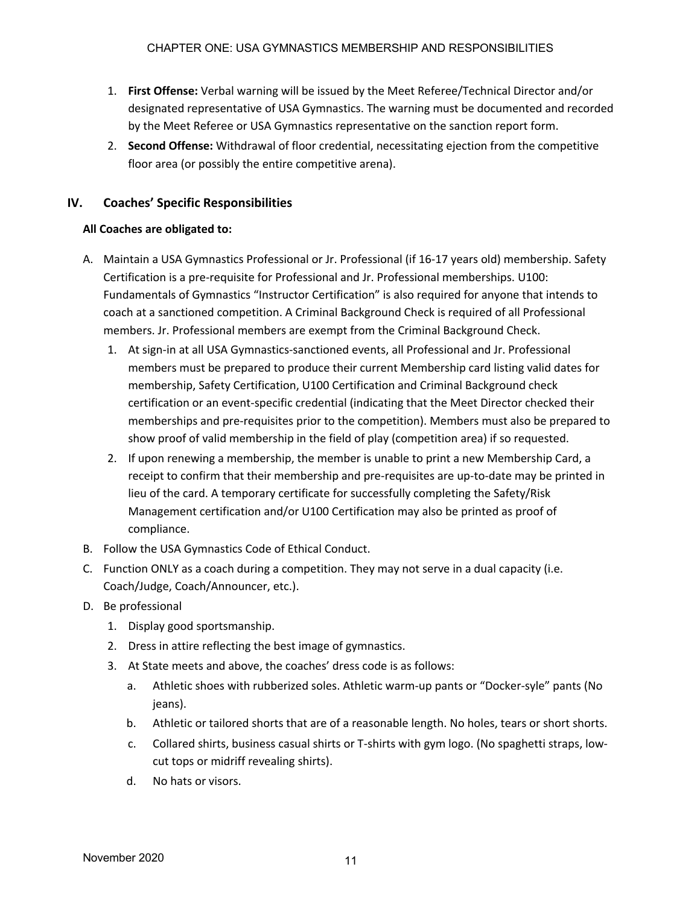1. **First Offense:** Verbal warning will be issued by the Meet Referee/Technical Director and/or designated representative of USA Gymnastics. The warning must be documented and recorded by the Meet Referee or USA Gymnastics representative on the sanction report form.
2. **Second Offense:** Withdrawal of floor credential, necessitating ejection from the competitive floor area (or possibly the entire competitive arena).

## IV. Coaches' Specific Responsibilities

**All Coaches are obligated to:**

A. Maintain a USA Gymnastics Professional or Jr. Professional (if 16-17 years old) membership. Safety Certification is a pre-requisite for Professional and Jr. Professional memberships. U100: Fundamentals of Gymnastics "Instructor Certification" is also required for anyone that intends to coach at a sanctioned competition. A Criminal Background Check is required of all Professional members. Jr. Professional members are exempt from the Criminal Background Check.
   1. At sign-in at all USA Gymnastics-sanctioned events, all Professional and Jr. Professional members must be prepared to produce their current Membership card listing valid dates for membership, Safety Certification, U100 Certification and Criminal Background check certification or an event-specific credential (indicating that the Meet Director checked their memberships and pre-requisites prior to the competition). Members must also be prepared to show proof of valid membership in the field of play (competition area) if so requested.
   2. If upon renewing a membership, the member is unable to print a new Membership Card, a receipt to confirm that their membership and pre-requisites are up-to-date may be printed in lieu of the card. A temporary certificate for successfully completing the Safety/Risk Management certification and/or U100 Certification may also be printed as proof of compliance.

B. Follow the USA Gymnastics Code of Ethical Conduct.

C. Function ONLY as a coach during a competition. They may not serve in a dual capacity (i.e. Coach/Judge, Coach/Announcer, etc.).

D. Be professional
   1. Display good sportsmanship.
   2. Dress in attire reflecting the best image of gymnastics.
   3. At State meets and above, the coaches' dress code is as follows:
      a. Athletic shoes with rubberized soles. Athletic warm-up pants or "Docker-syle" pants (No jeans).
      b. Athletic or tailored shorts that are of a reasonable length. No holes, tears or short shorts.
      c. Collared shirts, business casual shirts or T-shirts with gym logo. (No spaghetti straps, low-cut tops or midriff revealing shirts).
      d. No hats or visors.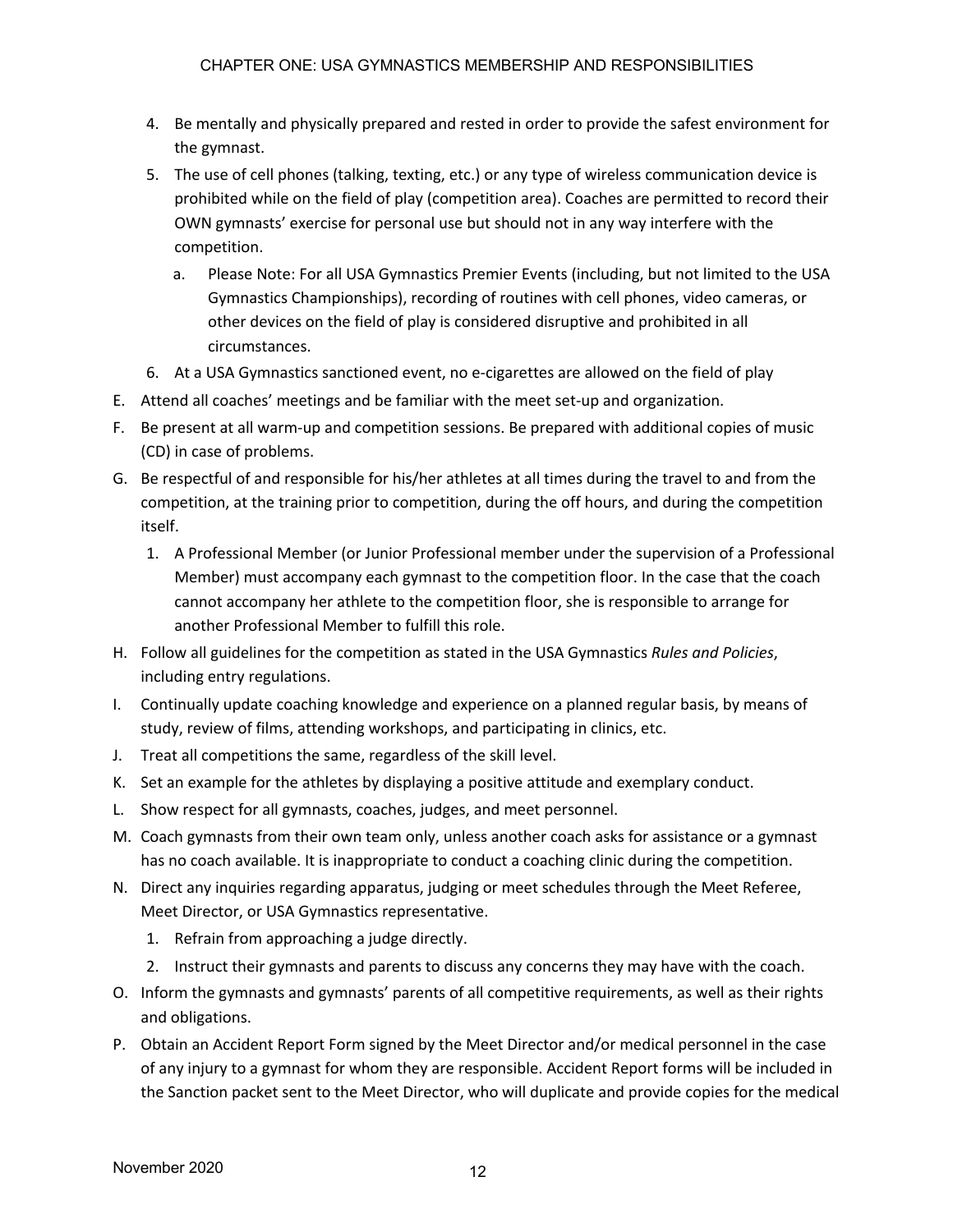4. Be mentally and physically prepared and rested in order to provide the safest environment for the gymnast.
5. The use of cell phones (talking, texting, etc.) or any type of wireless communication device is prohibited while on the field of play (competition area). Coaches are permitted to record their OWN gymnasts' exercise for personal use but should not in any way interfere with the competition.
    a. Please Note: For all USA Gymnastics Premier Events (including, but not limited to the USA Gymnastics Championships), recording of routines with cell phones, video cameras, or other devices on the field of play is considered disruptive and prohibited in all circumstances.
6. At a USA Gymnastics sanctioned event, no e-cigarettes are allowed on the field of play

E. Attend all coaches' meetings and be familiar with the meet set-up and organization.

F. Be present at all warm-up and competition sessions. Be prepared with additional copies of music (CD) in case of problems.

G. Be respectful of and responsible for his/her athletes at all times during the travel to and from the competition, at the training prior to competition, during the off hours, and during the competition itself.
    1. A Professional Member (or Junior Professional member under the supervision of a Professional Member) must accompany each gymnast to the competition floor. In the case that the coach cannot accompany her athlete to the competition floor, she is responsible to arrange for another Professional Member to fulfill this role.

H. Follow all guidelines for the competition as stated in the USA Gymnastics *Rules and Policies*, including entry regulations.

I. Continually update coaching knowledge and experience on a planned regular basis, by means of study, review of films, attending workshops, and participating in clinics, etc.

J. Treat all competitions the same, regardless of the skill level.

K. Set an example for the athletes by displaying a positive attitude and exemplary conduct.

L. Show respect for all gymnasts, coaches, judges, and meet personnel.

M. Coach gymnasts from their own team only, unless another coach asks for assistance or a gymnast has no coach available. It is inappropriate to conduct a coaching clinic during the competition.

N. Direct any inquiries regarding apparatus, judging or meet schedules through the Meet Referee, Meet Director, or USA Gymnastics representative.
    1. Refrain from approaching a judge directly.
    2. Instruct their gymnasts and parents to discuss any concerns they may have with the coach.

O. Inform the gymnasts and gymnasts' parents of all competitive requirements, as well as their rights and obligations.

P. Obtain an Accident Report Form signed by the Meet Director and/or medical personnel in the case of any injury to a gymnast for whom they are responsible. Accident Report forms will be included in the Sanction packet sent to the Meet Director, who will duplicate and provide copies for the medical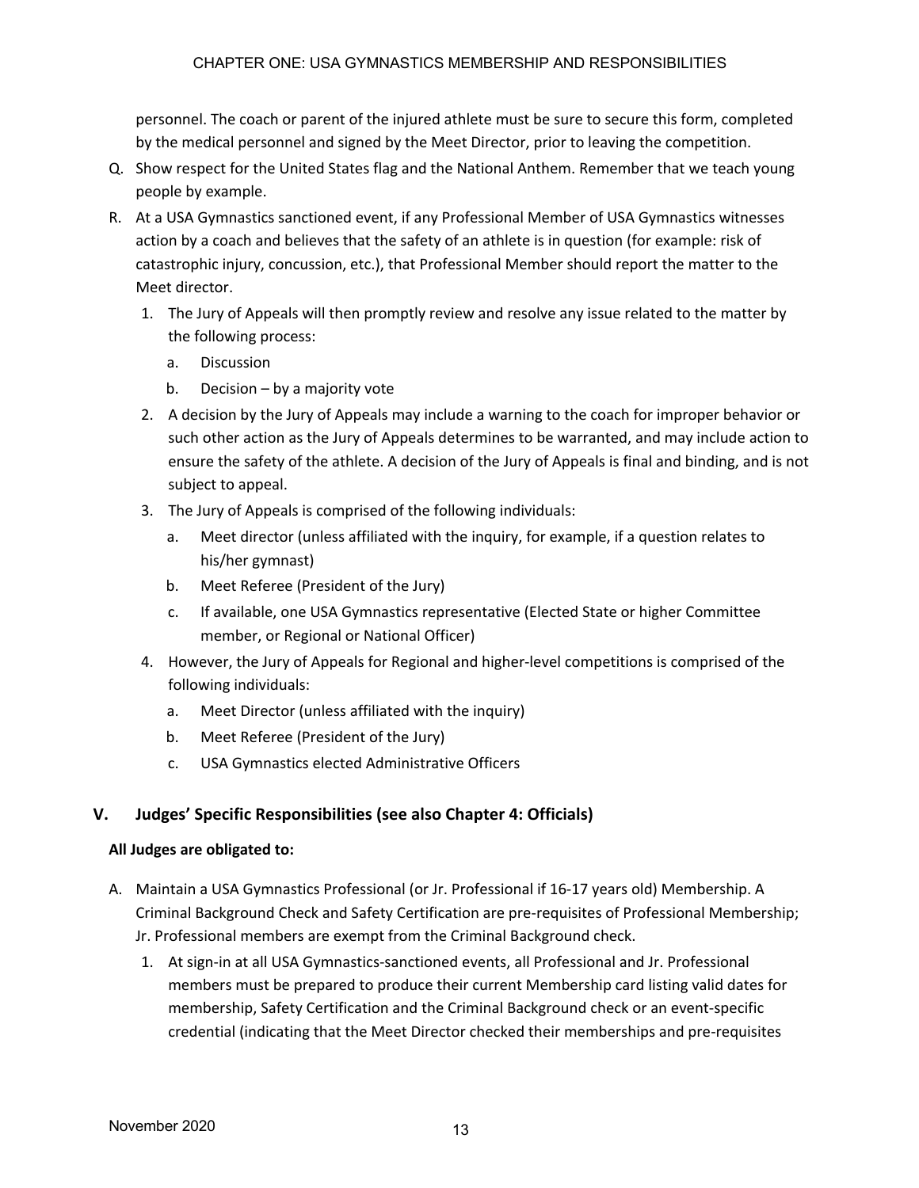personnel. The coach or parent of the injured athlete must be sure to secure this form, completed by the medical personnel and signed by the Meet Director, prior to leaving the competition.

Q. Show respect for the United States flag and the National Anthem. Remember that we teach young people by example.

R. At a USA Gymnastics sanctioned event, if any Professional Member of USA Gymnastics witnesses action by a coach and believes that the safety of an athlete is in question (for example: risk of catastrophic injury, concussion, etc.), that Professional Member should report the matter to the Meet director.

   1. The Jury of Appeals will then promptly review and resolve any issue related to the matter by the following process:
      a. Discussion
      b. Decision – by a majority vote
   2. A decision by the Jury of Appeals may include a warning to the coach for improper behavior or such other action as the Jury of Appeals determines to be warranted, and may include action to ensure the safety of the athlete. A decision of the Jury of Appeals is final and binding, and is not subject to appeal.
   3. The Jury of Appeals is comprised of the following individuals:
      a. Meet director (unless affiliated with the inquiry, for example, if a question relates to his/her gymnast)
      b. Meet Referee (President of the Jury)
      c. If available, one USA Gymnastics representative (Elected State or higher Committee member, or Regional or National Officer)
   4. However, the Jury of Appeals for Regional and higher-level competitions is comprised of the following individuals:
      a. Meet Director (unless affiliated with the inquiry)
      b. Meet Referee (President of the Jury)
      c. USA Gymnastics elected Administrative Officers

## V. Judges' Specific Responsibilities (see also Chapter 4: Officials)

**All Judges are obligated to:**

A. Maintain a USA Gymnastics Professional (or Jr. Professional if 16-17 years old) Membership. A Criminal Background Check and Safety Certification are pre-requisites of Professional Membership; Jr. Professional members are exempt from the Criminal Background check.

   1. At sign-in at all USA Gymnastics-sanctioned events, all Professional and Jr. Professional members must be prepared to produce their current Membership card listing valid dates for membership, Safety Certification and the Criminal Background check or an event-specific credential (indicating that the Meet Director checked their memberships and pre-requisites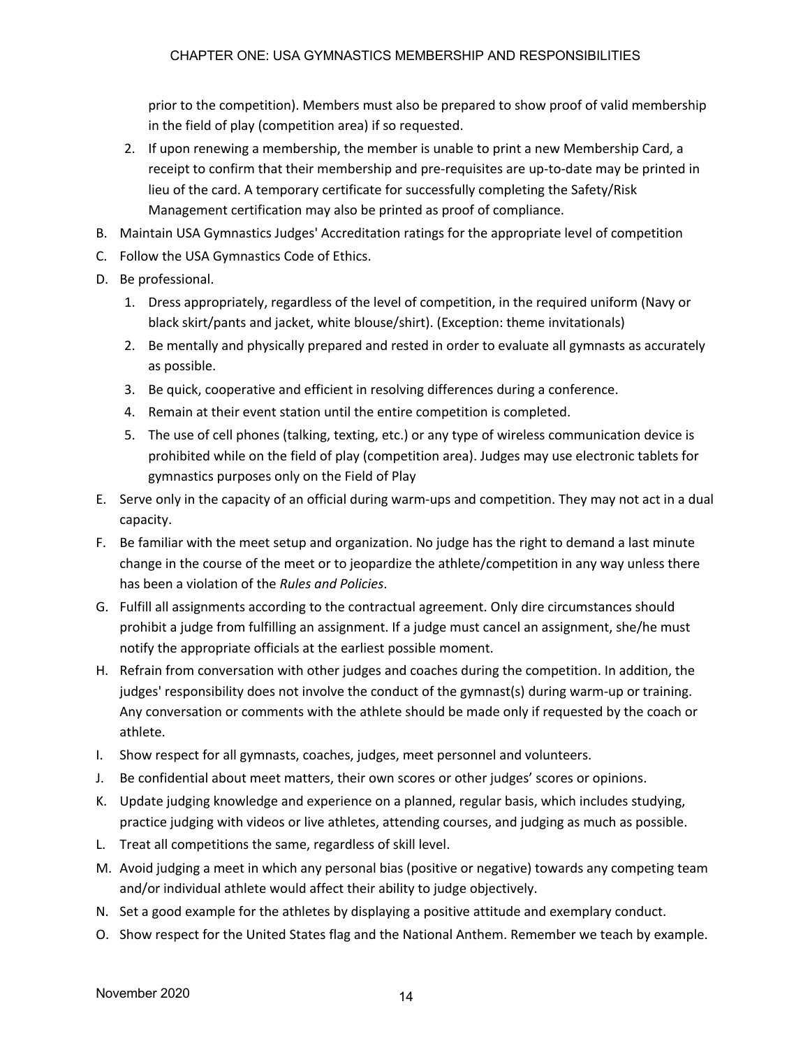prior to the competition). Members must also be prepared to show proof of valid membership in the field of play (competition area) if so requested.

2. If upon renewing a membership, the member is unable to print a new Membership Card, a receipt to confirm that their membership and pre-requisites are up-to-date may be printed in lieu of the card. A temporary certificate for successfully completing the Safety/Risk Management certification may also be printed as proof of compliance.

B. Maintain USA Gymnastics Judges' Accreditation ratings for the appropriate level of competition

C. Follow the USA Gymnastics Code of Ethics.

D. Be professional.
   1. Dress appropriately, regardless of the level of competition, in the required uniform (Navy or black skirt/pants and jacket, white blouse/shirt). (Exception: theme invitationals)
   2. Be mentally and physically prepared and rested in order to evaluate all gymnasts as accurately as possible.
   3. Be quick, cooperative and efficient in resolving differences during a conference.
   4. Remain at their event station until the entire competition is completed.
   5. The use of cell phones (talking, texting, etc.) or any type of wireless communication device is prohibited while on the field of play (competition area). Judges may use electronic tablets for gymnastics purposes only on the Field of Play

E. Serve only in the capacity of an official during warm-ups and competition. They may not act in a dual capacity.

F. Be familiar with the meet setup and organization. No judge has the right to demand a last minute change in the course of the meet or to jeopardize the athlete/competition in any way unless there has been a violation of the *Rules and Policies*.

G. Fulfill all assignments according to the contractual agreement. Only dire circumstances should prohibit a judge from fulfilling an assignment. If a judge must cancel an assignment, she/he must notify the appropriate officials at the earliest possible moment.

H. Refrain from conversation with other judges and coaches during the competition. In addition, the judges' responsibility does not involve the conduct of the gymnast(s) during warm-up or training. Any conversation or comments with the athlete should be made only if requested by the coach or athlete.

I. Show respect for all gymnasts, coaches, judges, meet personnel and volunteers.

J. Be confidential about meet matters, their own scores or other judges' scores or opinions.

K. Update judging knowledge and experience on a planned, regular basis, which includes studying, practice judging with videos or live athletes, attending courses, and judging as much as possible.

L. Treat all competitions the same, regardless of skill level.

M. Avoid judging a meet in which any personal bias (positive or negative) towards any competing team and/or individual athlete would affect their ability to judge objectively.

N. Set a good example for the athletes by displaying a positive attitude and exemplary conduct.

O. Show respect for the United States flag and the National Anthem. Remember we teach by example.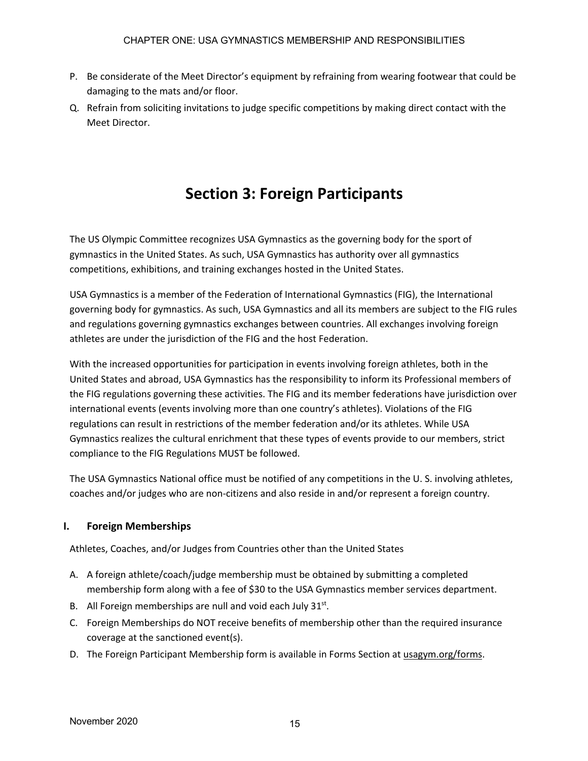P. Be considerate of the Meet Director's equipment by refraining from wearing footwear that could be damaging to the mats and/or floor.

Q. Refrain from soliciting invitations to judge specific competitions by making direct contact with the Meet Director.

# Section 3: Foreign Participants

The US Olympic Committee recognizes USA Gymnastics as the governing body for the sport of gymnastics in the United States. As such, USA Gymnastics has authority over all gymnastics competitions, exhibitions, and training exchanges hosted in the United States.

USA Gymnastics is a member of the Federation of International Gymnastics (FIG), the International governing body for gymnastics. As such, USA Gymnastics and all its members are subject to the FIG rules and regulations governing gymnastics exchanges between countries. All exchanges involving foreign athletes are under the jurisdiction of the FIG and the host Federation.

With the increased opportunities for participation in events involving foreign athletes, both in the United States and abroad, USA Gymnastics has the responsibility to inform its Professional members of the FIG regulations governing these activities. The FIG and its member federations have jurisdiction over international events (events involving more than one country's athletes). Violations of the FIG regulations can result in restrictions of the member federation and/or its athletes. While USA Gymnastics realizes the cultural enrichment that these types of events provide to our members, strict compliance to the FIG Regulations MUST be followed.

The USA Gymnastics National office must be notified of any competitions in the U. S. involving athletes, coaches and/or judges who are non-citizens and also reside in and/or represent a foreign country.

## I. Foreign Memberships

Athletes, Coaches, and/or Judges from Countries other than the United States

A. A foreign athlete/coach/judge membership must be obtained by submitting a completed membership form along with a fee of $30 to the USA Gymnastics member services department.

B. All Foreign memberships are null and void each July 31st.

C. Foreign Memberships do NOT receive benefits of membership other than the required insurance coverage at the sanctioned event(s).

D. The Foreign Participant Membership form is available in Forms Section at usagym.org/forms.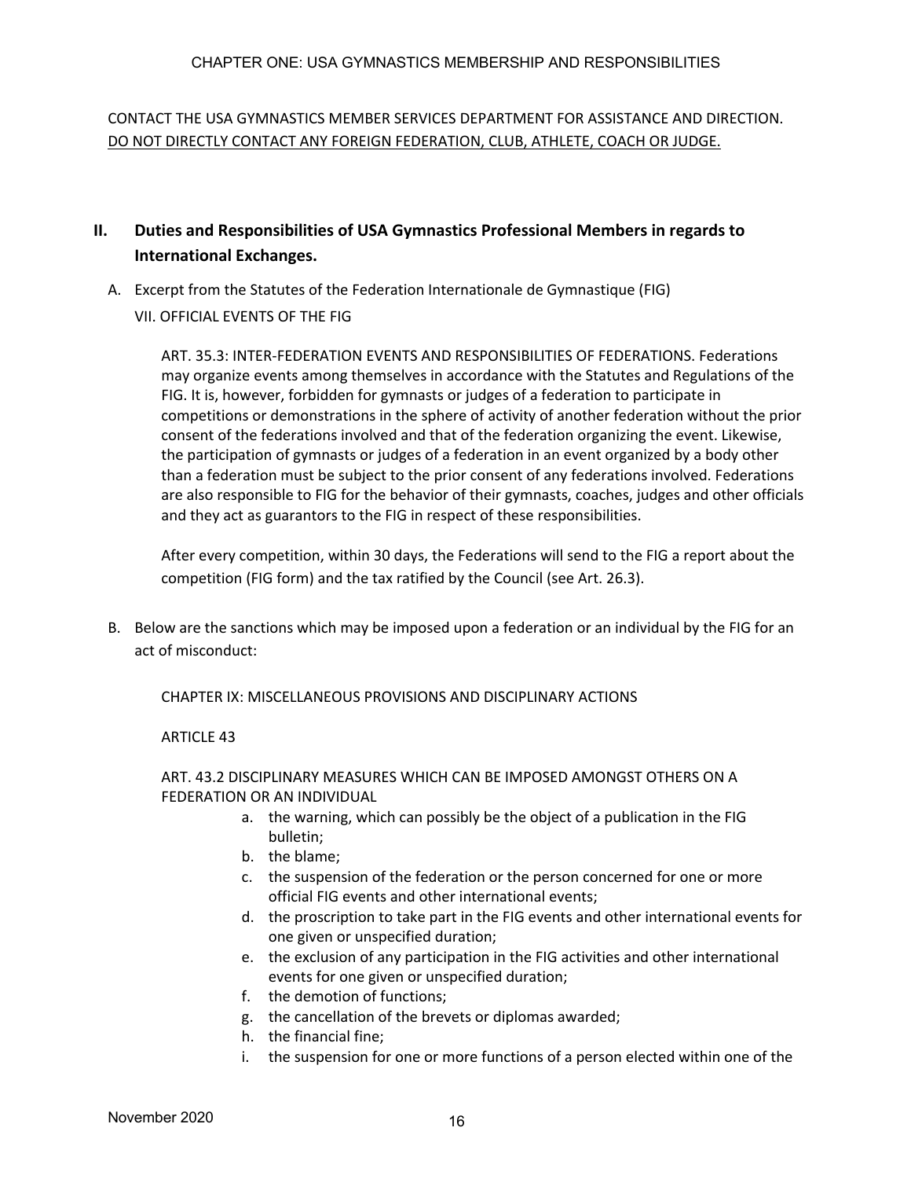CONTACT THE USA GYMNASTICS MEMBER SERVICES DEPARTMENT FOR ASSISTANCE AND DIRECTION. <u>DO NOT DIRECTLY CONTACT ANY FOREIGN FEDERATION, CLUB, ATHLETE, COACH OR JUDGE.</u>

## II. Duties and Responsibilities of USA Gymnastics Professional Members in regards to International Exchanges.

A. Excerpt from the Statutes of the Federation Internationale de Gymnastique (FIG)

VII. OFFICIAL EVENTS OF THE FIG

ART. 35.3: INTER-FEDERATION EVENTS AND RESPONSIBILITIES OF FEDERATIONS. Federations may organize events among themselves in accordance with the Statutes and Regulations of the FIG. It is, however, forbidden for gymnasts or judges of a federation to participate in competitions or demonstrations in the sphere of activity of another federation without the prior consent of the federations involved and that of the federation organizing the event. Likewise, the participation of gymnasts or judges of a federation in an event organized by a body other than a federation must be subject to the prior consent of any federations involved. Federations are also responsible to FIG for the behavior of their gymnasts, coaches, judges and other officials and they act as guarantors to the FIG in respect of these responsibilities.

After every competition, within 30 days, the Federations will send to the FIG a report about the competition (FIG form) and the tax ratified by the Council (see Art. 26.3).

B. Below are the sanctions which may be imposed upon a federation or an individual by the FIG for an act of misconduct:

CHAPTER IX: MISCELLANEOUS PROVISIONS AND DISCIPLINARY ACTIONS

ARTICLE 43

ART. 43.2 DISCIPLINARY MEASURES WHICH CAN BE IMPOSED AMONGST OTHERS ON A FEDERATION OR AN INDIVIDUAL

a. the warning, which can possibly be the object of a publication in the FIG bulletin;
b. the blame;
c. the suspension of the federation or the person concerned for one or more official FIG events and other international events;
d. the proscription to take part in the FIG events and other international events for one given or unspecified duration;
e. the exclusion of any participation in the FIG activities and other international events for one given or unspecified duration;
f. the demotion of functions;
g. the cancellation of the brevets or diplomas awarded;
h. the financial fine;
i. the suspension for one or more functions of a person elected within one of the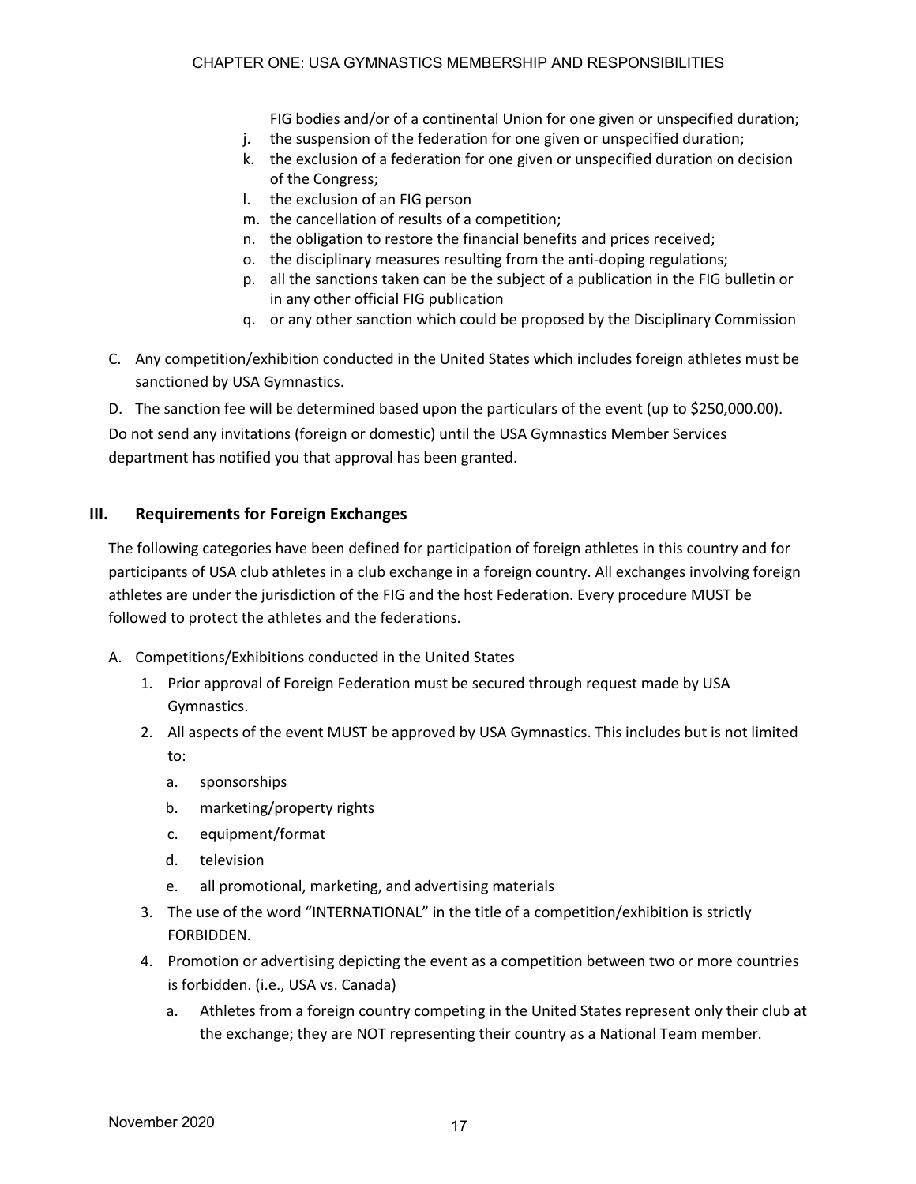FIG bodies and/or of a continental Union for one given or unspecified duration;

j. the suspension of the federation for one given or unspecified duration;
k. the exclusion of a federation for one given or unspecified duration on decision of the Congress;
l. the exclusion of an FIG person
m. the cancellation of results of a competition;
n. the obligation to restore the financial benefits and prices received;
o. the disciplinary measures resulting from the anti-doping regulations;
p. all the sanctions taken can be the subject of a publication in the FIG bulletin or in any other official FIG publication
q. or any other sanction which could be proposed by the Disciplinary Commission

C. Any competition/exhibition conducted in the United States which includes foreign athletes must be sanctioned by USA Gymnastics.

D. The sanction fee will be determined based upon the particulars of the event (up to $250,000.00).

Do not send any invitations (foreign or domestic) until the USA Gymnastics Member Services department has notified you that approval has been granted.

## III. Requirements for Foreign Exchanges

The following categories have been defined for participation of foreign athletes in this country and for participants of USA club athletes in a club exchange in a foreign country. All exchanges involving foreign athletes are under the jurisdiction of the FIG and the host Federation. Every procedure MUST be followed to protect the athletes and the federations.

A. Competitions/Exhibitions conducted in the United States

1. Prior approval of Foreign Federation must be secured through request made by USA Gymnastics.
2. All aspects of the event MUST be approved by USA Gymnastics. This includes but is not limited to:
   a. sponsorships
   b. marketing/property rights
   c. equipment/format
   d. television
   e. all promotional, marketing, and advertising materials
3. The use of the word "INTERNATIONAL" in the title of a competition/exhibition is strictly FORBIDDEN.
4. Promotion or advertising depicting the event as a competition between two or more countries is forbidden. (i.e., USA vs. Canada)
   a. Athletes from a foreign country competing in the United States represent only their club at the exchange; they are NOT representing their country as a National Team member.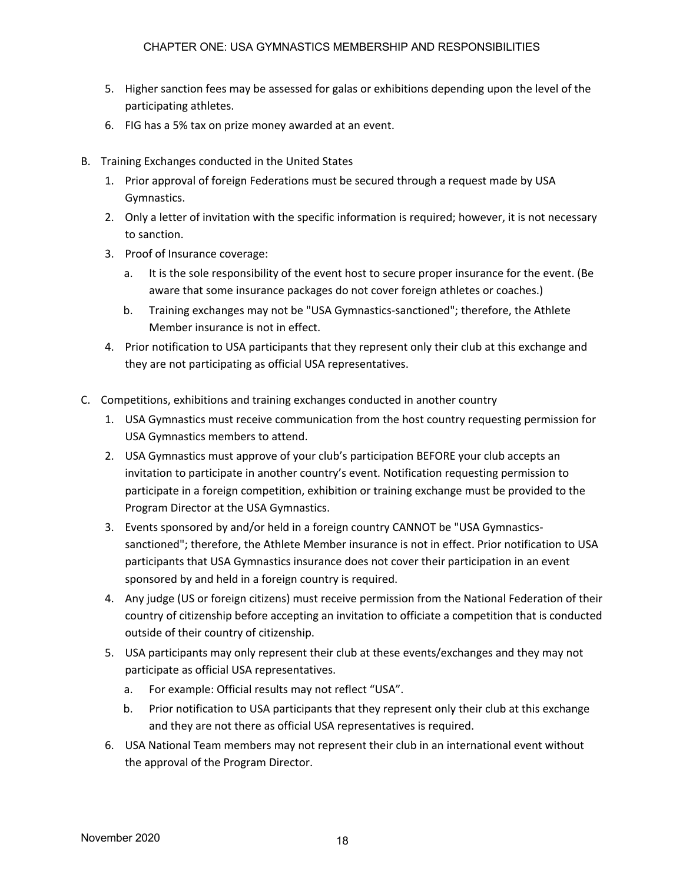5. Higher sanction fees may be assessed for galas or exhibitions depending upon the level of the participating athletes.
6. FIG has a 5% tax on prize money awarded at an event.

B. Training Exchanges conducted in the United States

1. Prior approval of foreign Federations must be secured through a request made by USA Gymnastics.
2. Only a letter of invitation with the specific information is required; however, it is not necessary to sanction.
3. Proof of Insurance coverage:
   a. It is the sole responsibility of the event host to secure proper insurance for the event. (Be aware that some insurance packages do not cover foreign athletes or coaches.)
   b. Training exchanges may not be "USA Gymnastics-sanctioned"; therefore, the Athlete Member insurance is not in effect.
4. Prior notification to USA participants that they represent only their club at this exchange and they are not participating as official USA representatives.

C. Competitions, exhibitions and training exchanges conducted in another country

1. USA Gymnastics must receive communication from the host country requesting permission for USA Gymnastics members to attend.
2. USA Gymnastics must approve of your club's participation BEFORE your club accepts an invitation to participate in another country's event. Notification requesting permission to participate in a foreign competition, exhibition or training exchange must be provided to the Program Director at the USA Gymnastics.
3. Events sponsored by and/or held in a foreign country CANNOT be "USA Gymnastics-sanctioned"; therefore, the Athlete Member insurance is not in effect. Prior notification to USA participants that USA Gymnastics insurance does not cover their participation in an event sponsored by and held in a foreign country is required.
4. Any judge (US or foreign citizens) must receive permission from the National Federation of their country of citizenship before accepting an invitation to officiate a competition that is conducted outside of their country of citizenship.
5. USA participants may only represent their club at these events/exchanges and they may not participate as official USA representatives.
   a. For example: Official results may not reflect "USA".
   b. Prior notification to USA participants that they represent only their club at this exchange and they are not there as official USA representatives is required.
6. USA National Team members may not represent their club in an international event without the approval of the Program Director.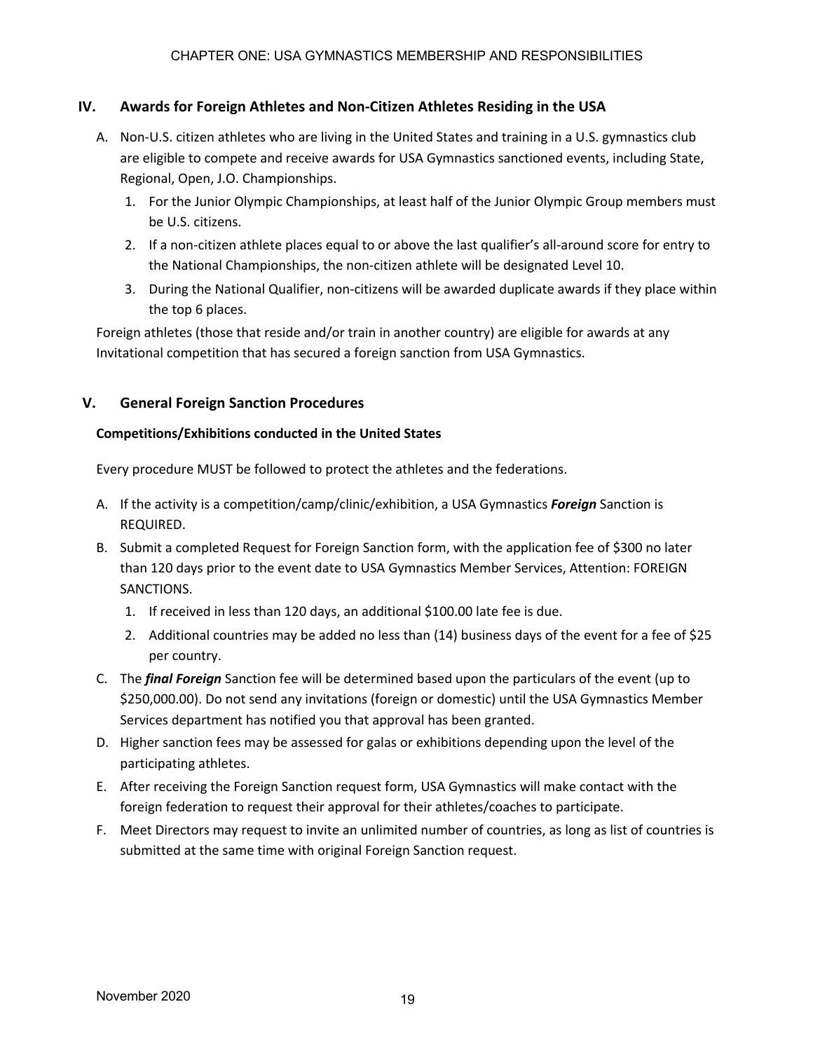## IV. Awards for Foreign Athletes and Non-Citizen Athletes Residing in the USA

A. Non-U.S. citizen athletes who are living in the United States and training in a U.S. gymnastics club are eligible to compete and receive awards for USA Gymnastics sanctioned events, including State, Regional, Open, J.O. Championships.

1. For the Junior Olympic Championships, at least half of the Junior Olympic Group members must be U.S. citizens.
2. If a non-citizen athlete places equal to or above the last qualifier's all-around score for entry to the National Championships, the non-citizen athlete will be designated Level 10.
3. During the National Qualifier, non-citizens will be awarded duplicate awards if they place within the top 6 places.

Foreign athletes (those that reside and/or train in another country) are eligible for awards at any Invitational competition that has secured a foreign sanction from USA Gymnastics.

## V. General Foreign Sanction Procedures

**Competitions/Exhibitions conducted in the United States**

Every procedure MUST be followed to protect the athletes and the federations.

A. If the activity is a competition/camp/clinic/exhibition, a USA Gymnastics ***Foreign*** Sanction is REQUIRED.

B. Submit a completed Request for Foreign Sanction form, with the application fee of $300 no later than 120 days prior to the event date to USA Gymnastics Member Services, Attention: FOREIGN SANCTIONS.

1. If received in less than 120 days, an additional $100.00 late fee is due.
2. Additional countries may be added no less than (14) business days of the event for a fee of $25 per country.

C. The ***final Foreign*** Sanction fee will be determined based upon the particulars of the event (up to $250,000.00). Do not send any invitations (foreign or domestic) until the USA Gymnastics Member Services department has notified you that approval has been granted.

D. Higher sanction fees may be assessed for galas or exhibitions depending upon the level of the participating athletes.

E. After receiving the Foreign Sanction request form, USA Gymnastics will make contact with the foreign federation to request their approval for their athletes/coaches to participate.

F. Meet Directors may request to invite an unlimited number of countries, as long as list of countries is submitted at the same time with original Foreign Sanction request.